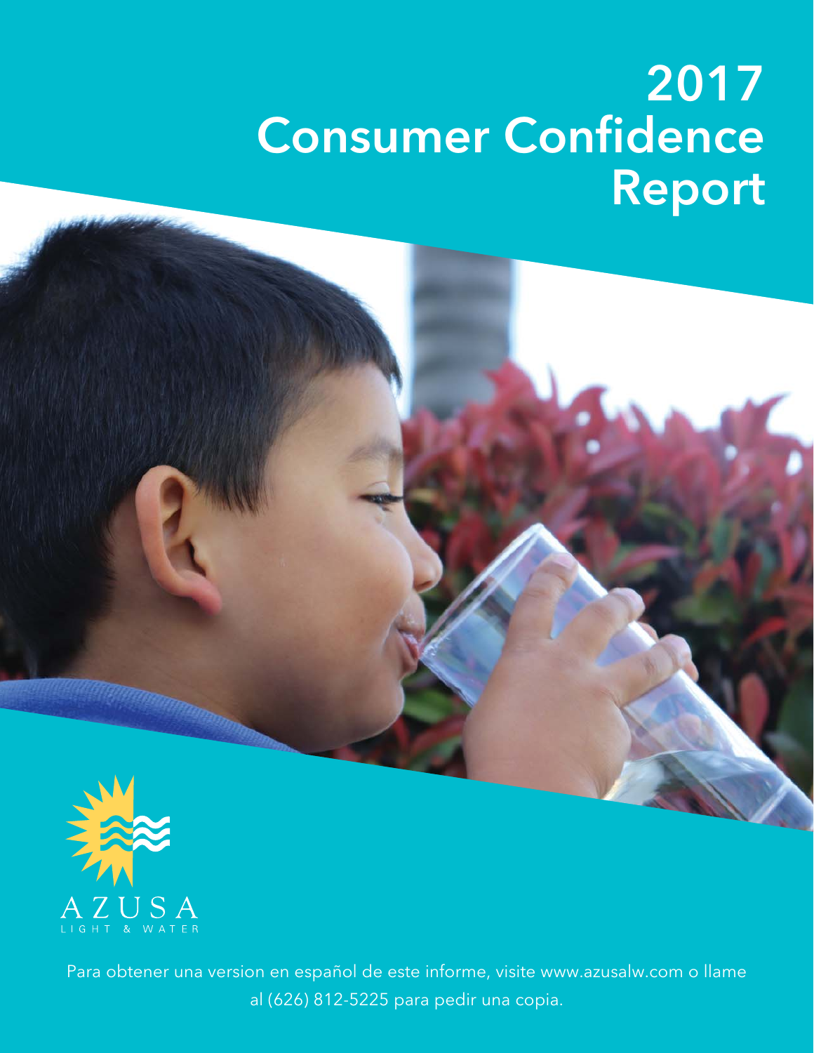# 2017 Consumer Confidence Report

AZUSA

LIGHT & WATER

Para obtener una version en español de este informe, visite www.azusalw.com o llame al (626) 812-5225 para pedir una copia.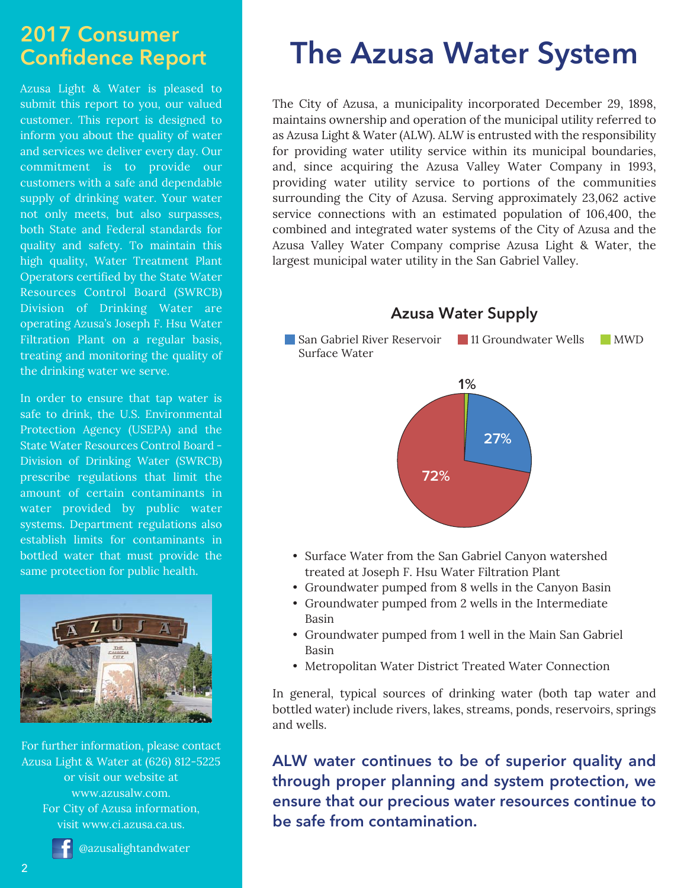## 2017 Consumer Confidence Report

Azusa Light & Water is pleased to submit this report to you, our valued customer. This report is designed to inform you about the quality of water and services we deliver every day. Our commitment is to provide our customers with a safe and dependable supply of drinking water. Your water not only meets, but also surpasses, both State and Federal standards for quality and safety. To maintain this high quality, Water Treatment Plant Operators certified by the State Water Resources Control Board (SWRCB) Division of Drinking Water are operating Azusa's Joseph F. Hsu Water Filtration Plant on a regular basis, treating and monitoring the quality of the drinking water we serve.

In order to ensure that tap water is safe to drink, the U.S. Environmental Protection Agency (USEPA) and the State Water Resources Control Board - Division of Drinking Water (SWRCB) prescribe regulations that limit the amount of certain contaminants in water provided by public water systems. Department regulations also establish limits for contaminants in bottled water that must provide the same protection for public health.

For further information, please contact Azusa Light & Water at (626) 812-5225 or visit our website at www.azusalw.com. For City of Azusa information, visit www.ci.azusa.ca.us.

@azusalightandwater

# The Azusa Water System

The City of Azusa, a municipality incorporated December 29, 1898, maintains ownership and operation of the municipal utility referred to as Azusa Light & Water (ALW). ALW is entrusted with the responsibility for providing water utility service within its municipal boundaries, and, since acquiring the Azusa Valley Water Company in 1993, providing water utility service to portions of the communities surrounding the City of Azusa. Serving approximately 23,062 active service connections with an estimated population of 106,400, the combined and integrated water systems of the City of Azusa and the Azusa Valley Water Company comprise Azusa Light & Water, the largest municipal water utility in the San Gabriel Valley.

### Azusa Water Supply

| Source | Percentage |
|---|---|
| San Gabriel River Reservoir Surface Water | 27% |
| 11 Groundwater Wells | 72% |
| MWD | 1% |

- Surface Water from the San Gabriel Canyon watershed treated at Joseph F. Hsu Water Filtration Plant
- Groundwater pumped from 8 wells in the Canyon Basin
- Groundwater pumped from 2 wells in the Intermediate Basin
- Groundwater pumped from 1 well in the Main San Gabriel Basin
- Metropolitan Water District Treated Water Connection

In general, typical sources of drinking water (both tap water and bottled water) include rivers, lakes, streams, ponds, reservoirs, springs and wells.

**ALW water continues to be of superior quality and through proper planning and system protection, we ensure that our precious water resources continue to be safe from contamination.**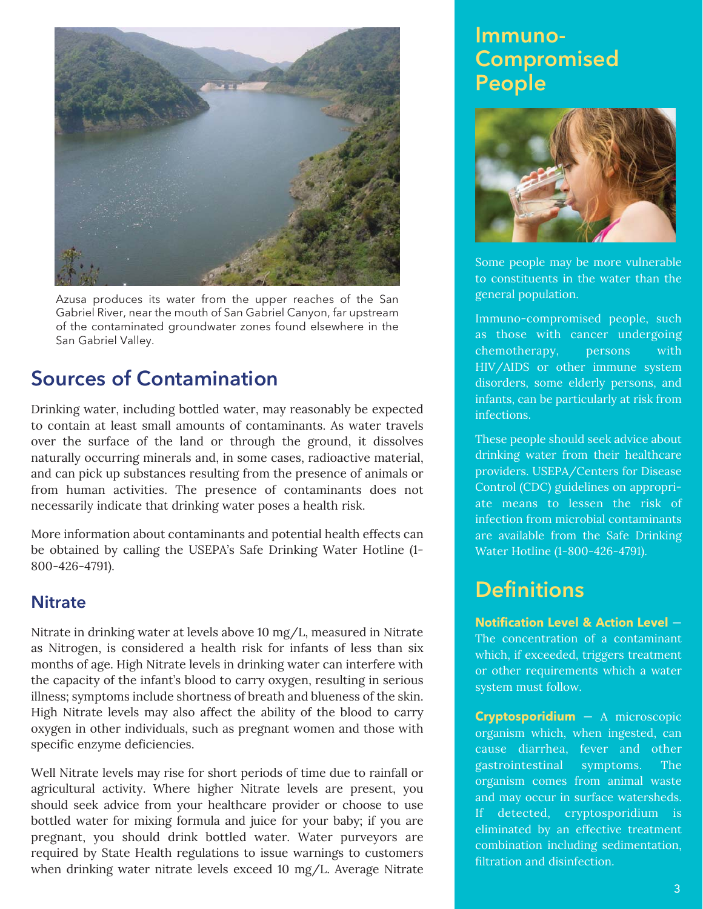Azusa produces its water from the upper reaches of the San Gabriel River, near the mouth of San Gabriel Canyon, far upstream of the contaminated groundwater zones found elsewhere in the San Gabriel Valley.

## Sources of Contamination

Drinking water, including bottled water, may reasonably be expected to contain at least small amounts of contaminants. As water travels over the surface of the land or through the ground, it dissolves naturally occurring minerals and, in some cases, radioactive material, and can pick up substances resulting from the presence of animals or from human activities. The presence of contaminants does not necessarily indicate that drinking water poses a health risk.

More information about contaminants and potential health effects can be obtained by calling the USEPA's Safe Drinking Water Hotline (1-800-426-4791).

### Nitrate

Nitrate in drinking water at levels above 10 mg/L, measured in Nitrate as Nitrogen, is considered a health risk for infants of less than six months of age. High Nitrate levels in drinking water can interfere with the capacity of the infant's blood to carry oxygen, resulting in serious illness; symptoms include shortness of breath and blueness of the skin. High Nitrate levels may also affect the ability of the blood to carry oxygen in other individuals, such as pregnant women and those with specific enzyme deficiencies.

Well Nitrate levels may rise for short periods of time due to rainfall or agricultural activity. Where higher Nitrate levels are present, you should seek advice from your healthcare provider or choose to use bottled water for mixing formula and juice for your baby; if you are pregnant, you should drink bottled water. Water purveyors are required by State Health regulations to issue warnings to customers when drinking water nitrate levels exceed 10 mg/L. Average Nitrate

## Immuno-Compromised People

Some people may be more vulnerable to constituents in the water than the general population.

Immuno-compromised people, such as those with cancer undergoing chemotherapy, persons with HIV/AIDS or other immune system disorders, some elderly persons, and infants, can be particularly at risk from infections.

These people should seek advice about drinking water from their healthcare providers. USEPA/Centers for Disease Control (CDC) guidelines on appropriate means to lessen the risk of infection from microbial contaminants are available from the Safe Drinking Water Hotline (1-800-426-4791).

## Definitions

**Notification Level & Action Level** — The concentration of a contaminant which, if exceeded, triggers treatment or other requirements which a water system must follow.

**Cryptosporidium** — A microscopic organism which, when ingested, can cause diarrhea, fever and other gastrointestinal symptoms. The organism comes from animal waste and may occur in surface watersheds. If detected, cryptosporidium is eliminated by an effective treatment combination including sedimentation, filtration and disinfection.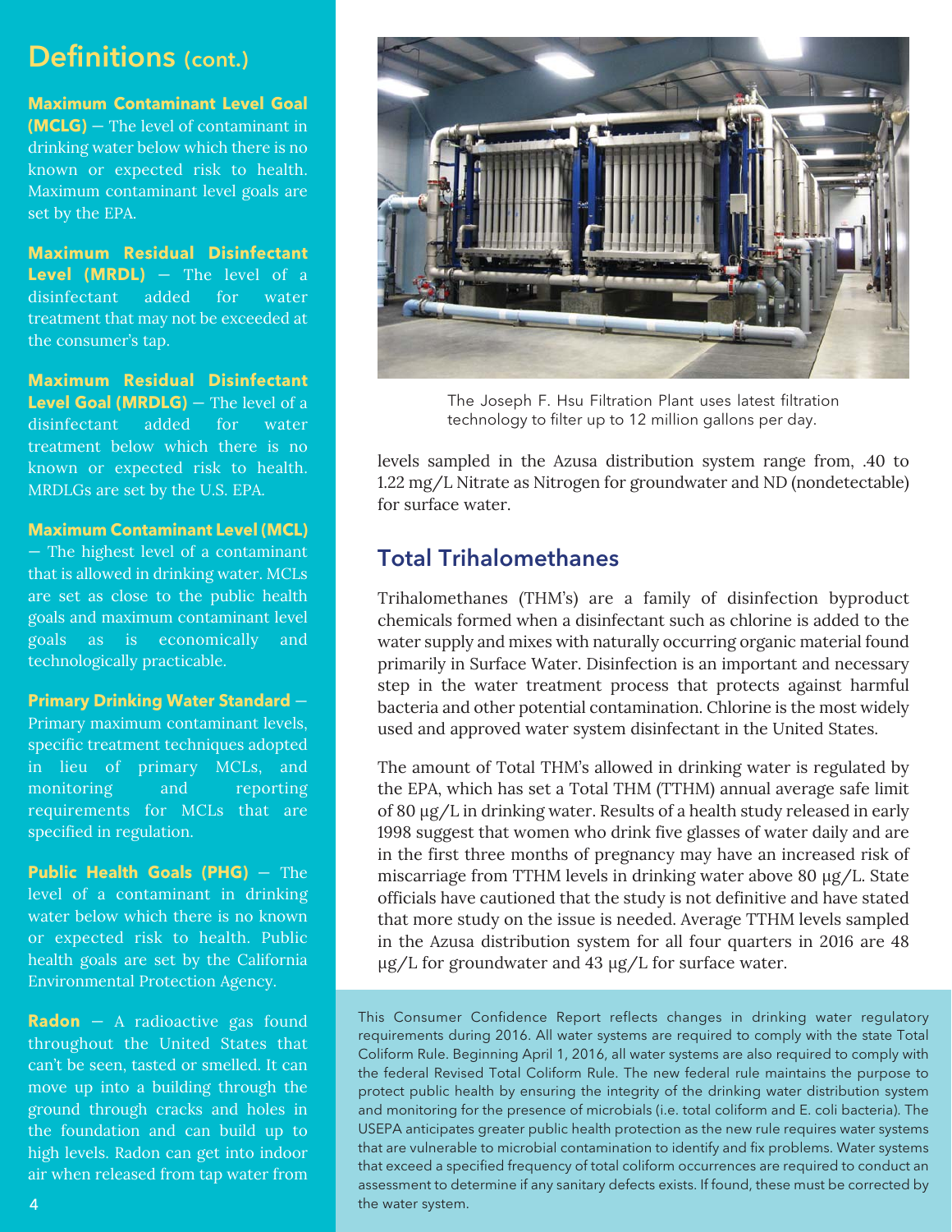## Definitions (cont.)

**Maximum Contaminant Level Goal (MCLG)** — The level of contaminant in drinking water below which there is no known or expected risk to health. Maximum contaminant level goals are set by the EPA.

**Maximum Residual Disinfectant Level (MRDL)** — The level of a disinfectant added for water treatment that may not be exceeded at the consumer's tap.

**Maximum Residual Disinfectant Level Goal (MRDLG)** — The level of a disinfectant added for water treatment below which there is no known or expected risk to health. MRDLGs are set by the U.S. EPA.

**Maximum Contaminant Level (MCL)** — The highest level of a contaminant that is allowed in drinking water. MCLs are set as close to the public health goals and maximum contaminant level goals as is economically and technologically practicable.

**Primary Drinking Water Standard** — Primary maximum contaminant levels, specific treatment techniques adopted in lieu of primary MCLs, and monitoring and reporting requirements for MCLs that are specified in regulation.

**Public Health Goals (PHG)** — The level of a contaminant in drinking water below which there is no known or expected risk to health. Public health goals are set by the California Environmental Protection Agency.

**Radon** — A radioactive gas found throughout the United States that can't be seen, tasted or smelled. It can move up into a building through the ground through cracks and holes in the foundation and can build up to high levels. Radon can get into indoor air when released from tap water from

The Joseph F. Hsu Filtration Plant uses latest filtration technology to filter up to 12 million gallons per day.

levels sampled in the Azusa distribution system range from, .40 to 1.22 mg/L Nitrate as Nitrogen for groundwater and ND (nondetectable) for surface water.

## Total Trihalomethanes

Trihalomethanes (THM's) are a family of disinfection byproduct chemicals formed when a disinfectant such as chlorine is added to the water supply and mixes with naturally occurring organic material found primarily in Surface Water. Disinfection is an important and necessary step in the water treatment process that protects against harmful bacteria and other potential contamination. Chlorine is the most widely used and approved water system disinfectant in the United States.

The amount of Total THM's allowed in drinking water is regulated by the EPA, which has set a Total THM (TTHM) annual average safe limit of 80 µg/L in drinking water. Results of a health study released in early 1998 suggest that women who drink five glasses of water daily and are in the first three months of pregnancy may have an increased risk of miscarriage from TTHM levels in drinking water above 80 µg/L. State officials have cautioned that the study is not definitive and have stated that more study on the issue is needed. Average TTHM levels sampled in the Azusa distribution system for all four quarters in 2016 are 48 µg/L for groundwater and 43 µg/L for surface water.

This Consumer Confidence Report reflects changes in drinking water regulatory requirements during 2016. All water systems are required to comply with the state Total Coliform Rule. Beginning April 1, 2016, all water systems are also required to comply with the federal Revised Total Coliform Rule. The new federal rule maintains the purpose to protect public health by ensuring the integrity of the drinking water distribution system and monitoring for the presence of microbials (i.e. total coliform and E. coli bacteria). The USEPA anticipates greater public health protection as the new rule requires water systems that are vulnerable to microbial contamination to identify and fix problems. Water systems that exceed a specified frequency of total coliform occurrences are required to conduct an assessment to determine if any sanitary defects exists. If found, these must be corrected by the water system.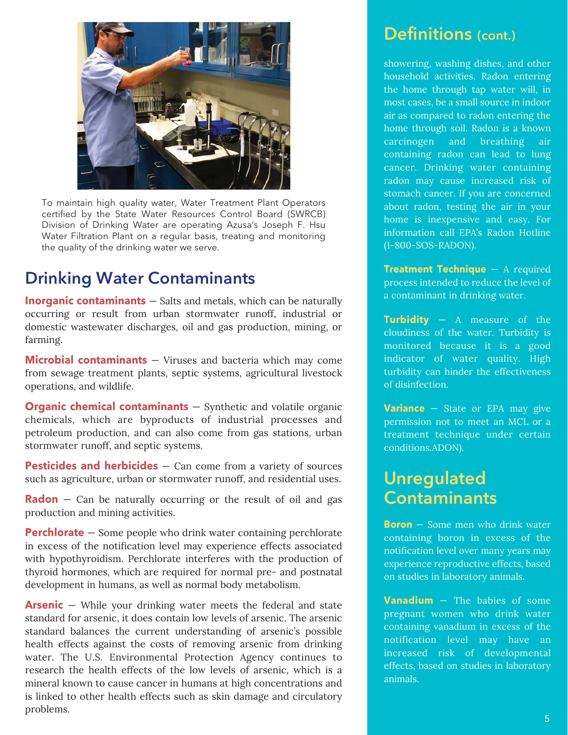To maintain high quality water, Water Treatment Plant Operators certified by the State Water Resources Control Board (SWRCB) Division of Drinking Water are operating Azusa's Joseph F. Hsu Water Filtration Plant on a regular basis, treating and monitoring the quality of the drinking water we serve.

## Drinking Water Contaminants

**Inorganic contaminants** — Salts and metals, which can be naturally occurring or result from urban stormwater runoff, industrial or domestic wastewater discharges, oil and gas production, mining, or farming.

**Microbial contaminants** — Viruses and bacteria which may come from sewage treatment plants, septic systems, agricultural livestock operations, and wildlife.

**Organic chemical contaminants** — Synthetic and volatile organic chemicals, which are byproducts of industrial processes and petroleum production, and can also come from gas stations, urban stormwater runoff, and septic systems.

**Pesticides and herbicides** — Can come from a variety of sources such as agriculture, urban or stormwater runoff, and residential uses.

**Radon** — Can be naturally occurring or the result of oil and gas production and mining activities.

**Perchlorate** — Some people who drink water containing perchlorate in excess of the notification level may experience effects associated with hypothyroidism. Perchlorate interferes with the production of thyroid hormones, which are required for normal pre- and postnatal development in humans, as well as normal body metabolism.

**Arsenic** — While your drinking water meets the federal and state standard for arsenic, it does contain low levels of arsenic. The arsenic standard balances the current understanding of arsenic's possible health effects against the costs of removing arsenic from drinking water. The U.S. Environmental Protection Agency continues to research the health effects of the low levels of arsenic, which is a mineral known to cause cancer in humans at high concentrations and is linked to other health effects such as skin damage and circulatory problems.

## Definitions (cont.)

showering, washing dishes, and other household activities. Radon entering the home through tap water will, in most cases, be a small source in indoor air as compared to radon entering the home through soil. Radon is a known carcinogen and breathing air containing radon can lead to lung cancer. Drinking water containing radon may cause increased risk of stomach cancer. If you are concerned about radon, testing the air in your home is inexpensive and easy. For information call EPA's Radon Hotline (1-800-SOS-RADON).

**Treatment Technique** — A required process intended to reduce the level of a contaminant in drinking water.

**Turbidity** — A measure of the cloudiness of the water. Turbidity is monitored because it is a good indicator of water quality. High turbidity can hinder the effectiveness of disinfection.

**Variance** — State or EPA may give permission not to meet an MCL or a treatment technique under certain conditions.ADON).

## Unregulated Contaminants

**Boron** — Some men who drink water containing boron in excess of the notification level over many years may experience reproductive effects, based on studies in laboratory animals.

**Vanadium** — The babies of some pregnant women who drink water containing vanadium in excess of the notification level may have an increased risk of developmental effects, based on studies in laboratory animals.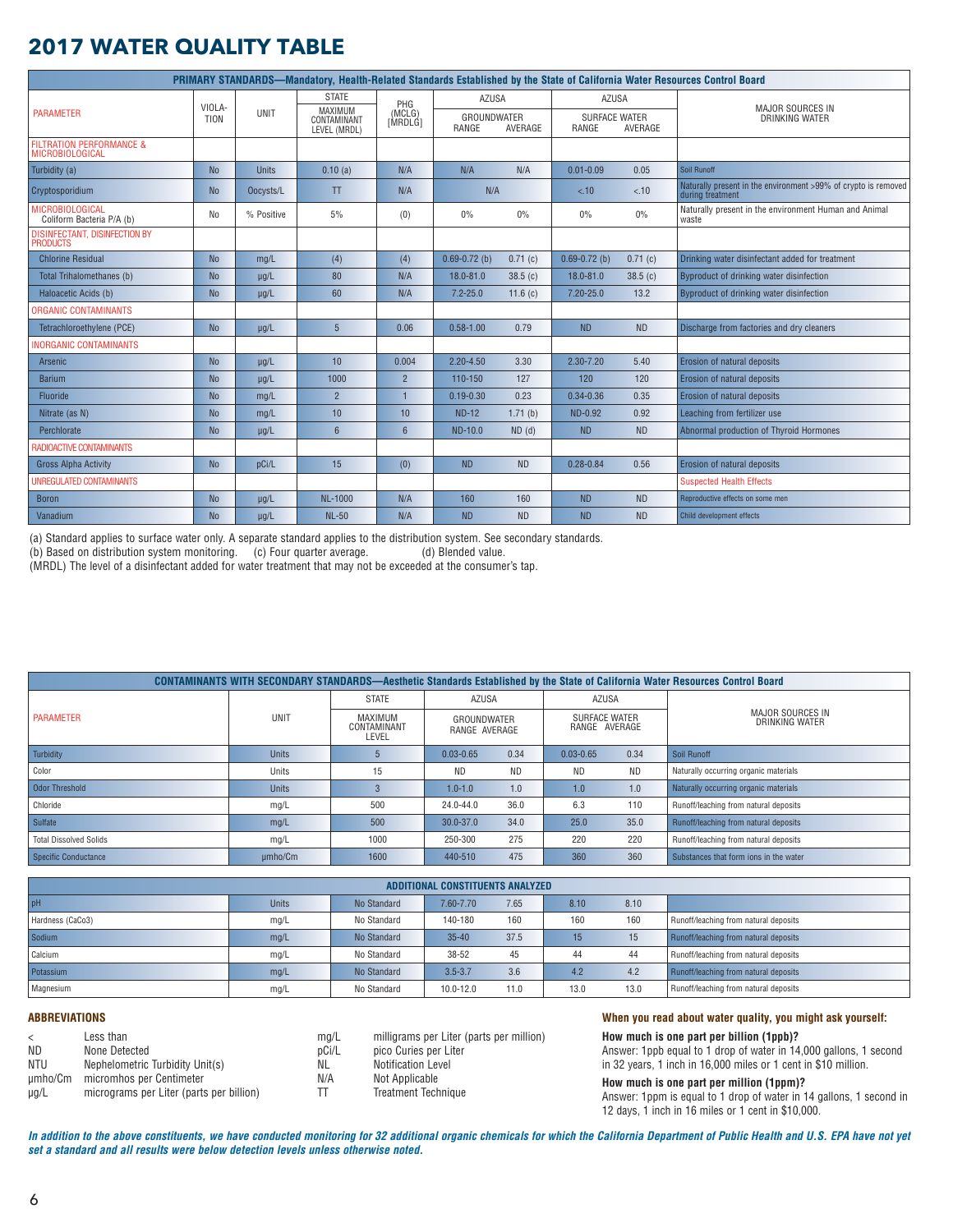# 2017 WATER QUALITY TABLE

| PRIMARY STANDARDS—Mandatory, Health-Related Standards Established by the State of California Water Resources Control Board | | | | | | | | | |
|---|---|---|---|---|---|---|---|---|---|
| PARAMETER | VIOLATION | UNIT | STATE MAXIMUM CONTAMINANT LEVEL (MRDL) | PHG (MCLG) [MRDLG] | AZUSA GROUNDWATER | | AZUSA SURFACE WATER | | MAJOR SOURCES IN DRINKING WATER |
| | | | | | RANGE | AVERAGE | RANGE | AVERAGE | |
| FILTRATION PERFORMANCE & MICROBIOLOGICAL | | | | | | | | | |
| Turbidity (a) | No | Units | 0.10 (a) | N/A | N/A | N/A | 0.01-0.09 | 0.05 | Soil Runoff |
| Cryptosporidium | No | Oocysts/L | TT | N/A | N/A | | <.10 | <.10 | Naturally present in the environment >99% of crypto is removed during treatment |
| MICROBIOLOGICAL Coliform Bacteria P/A (b) | No | % Positive | 5% | (0) | 0% | 0% | 0% | 0% | Naturally present in the environment Human and Animal waste |
| DISINFECTANT, DISINFECTION BY PRODUCTS | | | | | | | | | |
| Chlorine Residual | No | mg/L | (4) | (4) | 0.69-0.72 (b) | 0.71 (c) | 0.69-0.72 (b) | 0.71 (c) | Drinking water disinfectant added for treatment |
| Total Trihalomethanes (b) | No | µg/L | 80 | N/A | 18.0-81.0 | 38.5 (c) | 18.0-81.0 | 38.5 (c) | Byproduct of drinking water disinfection |
| Haloacetic Acids (b) | No | µg/L | 60 | N/A | 7.2-25.0 | 11.6 (c) | 7.20-25.0 | 13.2 | Byproduct of drinking water disinfection |
| ORGANIC CONTAMINANTS | | | | | | | | | |
| Tetrachloroethylene (PCE) | No | µg/L | 5 | 0.06 | 0.58-1.00 | 0.79 | ND | ND | Discharge from factories and dry cleaners |
| INORGANIC CONTAMINANTS | | | | | | | | | |
| Arsenic | No | µg/L | 10 | 0.004 | 2.20-4.50 | 3.30 | 2.30-7.20 | 5.40 | Erosion of natural deposits |
| Barium | No | µg/L | 1000 | 2 | 110-150 | 127 | 120 | 120 | Erosion of natural deposits |
| Fluoride | No | mg/L | 2 | 1 | 0.19-0.30 | 0.23 | 0.34-0.36 | 0.35 | Erosion of natural deposits |
| Nitrate (as N) | No | mg/L | 10 | 10 | ND-12 | 1.71 (b) | ND-0.92 | 0.92 | Leaching from fertilizer use |
| Perchlorate | No | µg/L | 6 | 6 | ND-10.0 | ND (d) | ND | ND | Abnormal production of Thyroid Hormones |
| RADIOACTIVE CONTAMINANTS | | | | | | | | | |
| Gross Alpha Activity | No | pCi/L | 15 | (0) | ND | ND | 0.28-0.84 | 0.56 | Erosion of natural deposits |
| UNREGULATED CONTAMINANTS | | | | | | | | | Suspected Health Effects |
| Boron | No | µg/L | NL-1000 | N/A | 160 | 160 | ND | ND | Reproductive effects on some men |
| Vanadium | No | µg/L | NL-50 | N/A | ND | ND | ND | ND | Child development effects |

(a) Standard applies to surface water only. A separate standard applies to the distribution system. See secondary standards.
(b) Based on distribution system monitoring. (c) Four quarter average. (d) Blended value.
(MRDL) The level of a disinfectant added for water treatment that may not be exceeded at the consumer's tap.

| CONTAMINANTS WITH SECONDARY STANDARDS—Aesthetic Standards Established by the State of California Water Resources Control Board | | | | | | | |
|---|---|---|---|---|---|---|---|
| PARAMETER | UNIT | STATE MAXIMUM CONTAMINANT LEVEL | AZUSA GROUNDWATER | | AZUSA SURFACE WATER | | MAJOR SOURCES IN DRINKING WATER |
| | | | RANGE | AVERAGE | RANGE | AVERAGE | |
| Turbidity | Units | 5 | 0.03-0.65 | 0.34 | 0.03-0.65 | 0.34 | Soil Runoff |
| Color | Units | 15 | ND | ND | ND | ND | Naturally occurring organic materials |
| Odor Threshold | Units | 3 | 1.0-1.0 | 1.0 | 1.0 | 1.0 | Naturally occurring organic materials |
| Chloride | mg/L | 500 | 24.0-44.0 | 36.0 | 6.3 | 110 | Runoff/leaching from natural deposits |
| Sulfate | mg/L | 500 | 30.0-37.0 | 34.0 | 25.0 | 35.0 | Runoff/leaching from natural deposits |
| Total Dissolved Solids | mg/L | 1000 | 250-300 | 275 | 220 | 220 | Runoff/leaching from natural deposits |
| Specific Conductance | µmho/Cm | 1600 | 440-510 | 475 | 360 | 360 | Substances that form ions in the water |

| ADDITIONAL CONSTITUENTS ANALYZED | | | | | | | |
|---|---|---|---|---|---|---|---|
| pH | Units | No Standard | 7.60-7.70 | 7.65 | 8.10 | 8.10 | |
| Hardness (CaCo3) | mg/L | No Standard | 140-180 | 160 | 160 | 160 | Runoff/leaching from natural deposits |
| Sodium | mg/L | No Standard | 35-40 | 37.5 | 15 | 15 | Runoff/leaching from natural deposits |
| Calcium | mg/L | No Standard | 38-52 | 45 | 44 | 44 | Runoff/leaching from natural deposits |
| Potassium | mg/L | No Standard | 3.5-3.7 | 3.6 | 4.2 | 4.2 | Runoff/leaching from natural deposits |
| Magnesium | mg/L | No Standard | 10.0-12.0 | 11.0 | 13.0 | 13.0 | Runoff/leaching from natural deposits |

### ABBREVIATIONS

| | |
|---|---|
| < | Less than |
| ND | None Detected |
| NTU | Nephelometric Turbidity Unit(s) |
| µmho/Cm | micromhos per Centimeter |
| µg/L | micrograms per Liter (parts per billion) |
| mg/L | milligrams per Liter (parts per million) |
| pCi/L | pico Curies per Liter |
| NL | Notification Level |
| N/A | Not Applicable |
| TT | Treatment Technique |

### When you read about water quality, you might ask yourself:

**How much is one part per billion (1ppb)?**
Answer: 1ppb equal to 1 drop of water in 14,000 gallons, 1 second in 32 years, 1 inch in 16,000 miles or 1 cent in $10 million.

**How much is one part per million (1ppm)?**
Answer: 1ppm is equal to 1 drop of water in 14 gallons, 1 second in 12 days, 1 inch in 16 miles or 1 cent in $10,000.

***In addition to the above constituents, we have conducted monitoring for 32 additional organic chemicals for which the California Department of Public Health and U.S. EPA have not yet set a standard and all results were below detection levels unless otherwise noted.***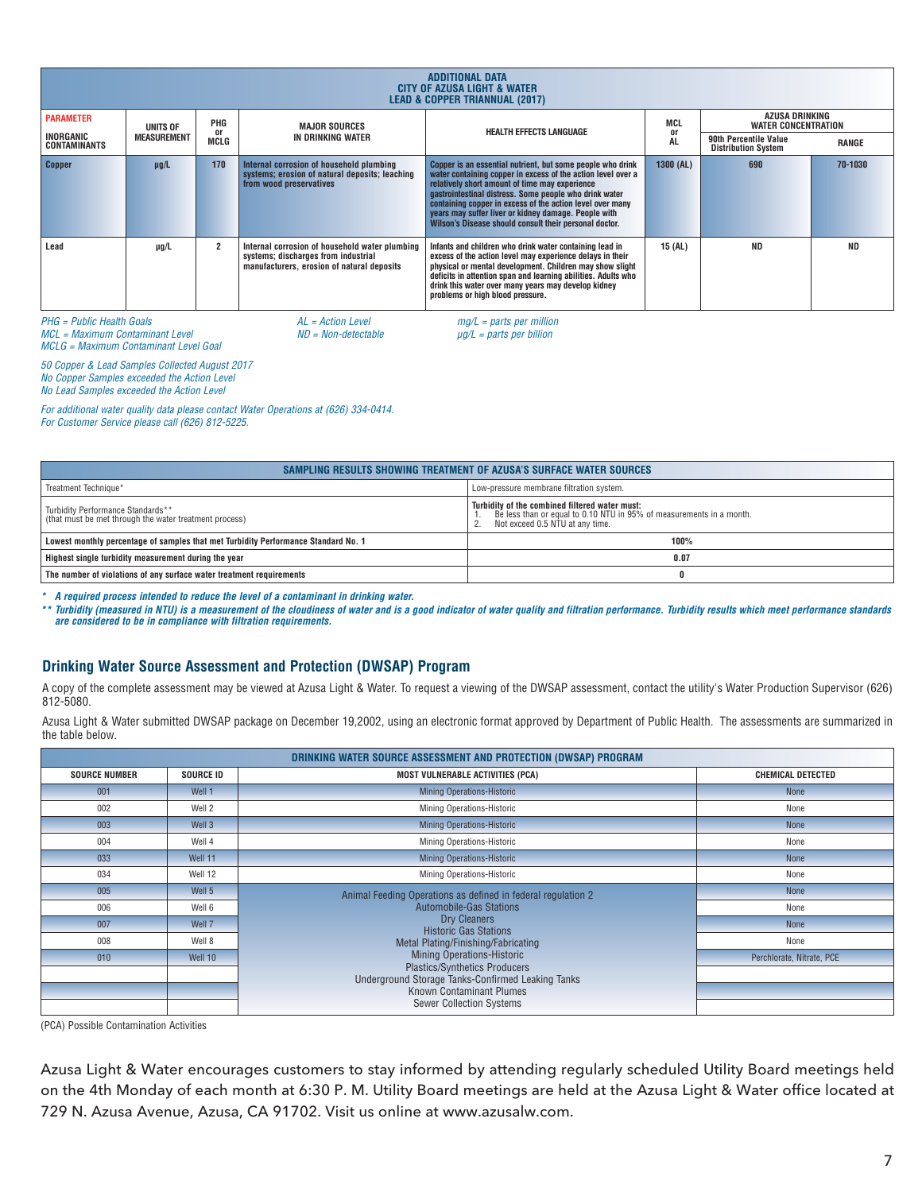| ADDITIONAL DATA CITY OF AZUSA LIGHT & WATER LEAD & COPPER TRIANNUAL (2017) | | | | | | | |
|---|---|---|---|---|---|---|---|
| PARAMETER INORGANIC CONTAMINANTS | UNITS OF MEASUREMENT | PHG or MCLG | MAJOR SOURCES IN DRINKING WATER | HEALTH EFFECTS LANGUAGE | MCL or AL | AZUSA DRINKING WATER CONCENTRATION | |
| | | | | | | 90th Percentile Value Distribution System | RANGE |
| Copper | µg/L | 170 | Internal corrosion of household plumbing systems; erosion of natural deposits; leaching from wood preservatives | Copper is an essential nutrient, but some people who drink water containing copper in excess of the action level over a relatively short amount of time may experience gastrointestinal distress. Some people who drink water containing copper in excess of the action level over many years may suffer liver or kidney damage. People with Wilson's Disease should consult their personal doctor. | 1300 (AL) | 690 | 70-1030 |
| Lead | µg/L | 2 | Internal corrosion of household water plumbing systems; discharges from industrial manufacturers, erosion of natural deposits | Infants and children who drink water containing lead in excess of the action level may experience delays in their physical or mental development. Children may show slight deficits in attention span and learning abilities. Adults who drink this water over many years may develop kidney problems or high blood pressure. | 15 (AL) | ND | ND |

*PHG = Public Health Goals*
*MCL = Maximum Contaminant Level*
*MCLG = Maximum Contaminant Level Goal*
*AL = Action Level*
*ND = Non-detectable*
*mg/L = parts per million*
*µg/L = parts per billion*

*50 Copper & Lead Samples Collected August 2017*
*No Copper Samples exceeded the Action Level*
*No Lead Samples exceeded the Action Level*

*For additional water quality data please contact Water Operations at (626) 334-0414.*
*For Customer Service please call (626) 812-5225.*

| SAMPLING RESULTS SHOWING TREATMENT OF AZUSA'S SURFACE WATER SOURCES | |
|---|---|
| Treatment Technique* | Low-pressure membrane filtration system. |
| Turbidity Performance Standards** (that must be met through the water treatment process) | **Turbidity of the combined filtered water must:** 1. Be less than or equal to 0.10 NTU in 95% of measurements in a month. 2. Not exceed 0.5 NTU at any time. |
| **Lowest monthly percentage of samples that met Turbidity Performance Standard No. 1** | **100%** |
| **Highest single turbidity measurement during the year** | **0.07** |
| **The number of violations of any surface water treatment requirements** | **0** |

***\* A required process intended to reduce the level of a contaminant in drinking water.***

***\*\* Turbidity (measured in NTU) is a measurement of the cloudiness of water and is a good indicator of water quality and filtration performance. Turbidity results which meet performance standards are considered to be in compliance with filtration requirements.***

## Drinking Water Source Assessment and Protection (DWSAP) Program

A copy of the complete assessment may be viewed at Azusa Light & Water. To request a viewing of the DWSAP assessment, contact the utility's Water Production Supervisor (626) 812-5080.

Azusa Light & Water submitted DWSAP package on December 19,2002, using an electronic format approved by Department of Public Health. The assessments are summarized in the table below.

| SOURCE NUMBER | SOURCE ID | MOST VULNERABLE ACTIVITIES (PCA) | CHEMICAL DETECTED |
|---|---|---|---|
| 001 | Well 1 | Mining Operations-Historic | None |
| 002 | Well 2 | Mining Operations-Historic | None |
| 003 | Well 3 | Mining Operations-Historic | None |
| 004 | Well 4 | Mining Operations-Historic | None |
| 033 | Well 11 | Mining Operations-Historic | None |
| 034 | Well 12 | Mining Operations-Historic | None |
| 005 | Well 5 | Animal Feeding Operations as defined in federal regulation 2, Automobile-Gas Stations, Dry Cleaners, Historic Gas Stations, Metal Plating/Finishing/Fabricating, Mining Operations-Historic, Plastics/Synthetics Producers, Underground Storage Tanks-Confirmed Leaking Tanks, Known Contaminant Plumes, Sewer Collection Systems | None |
| 006 | Well 6 | | None |
| 007 | Well 7 | | None |
| 008 | Well 8 | | None |
| 010 | Well 10 | | Perchlorate, Nitrate, PCE |

(PCA) Possible Contamination Activities

Azusa Light & Water encourages customers to stay informed by attending regularly scheduled Utility Board meetings held on the 4th Monday of each month at 6:30 P. M. Utility Board meetings are held at the Azusa Light & Water office located at 729 N. Azusa Avenue, Azusa, CA 91702. Visit us online at www.azusalw.com.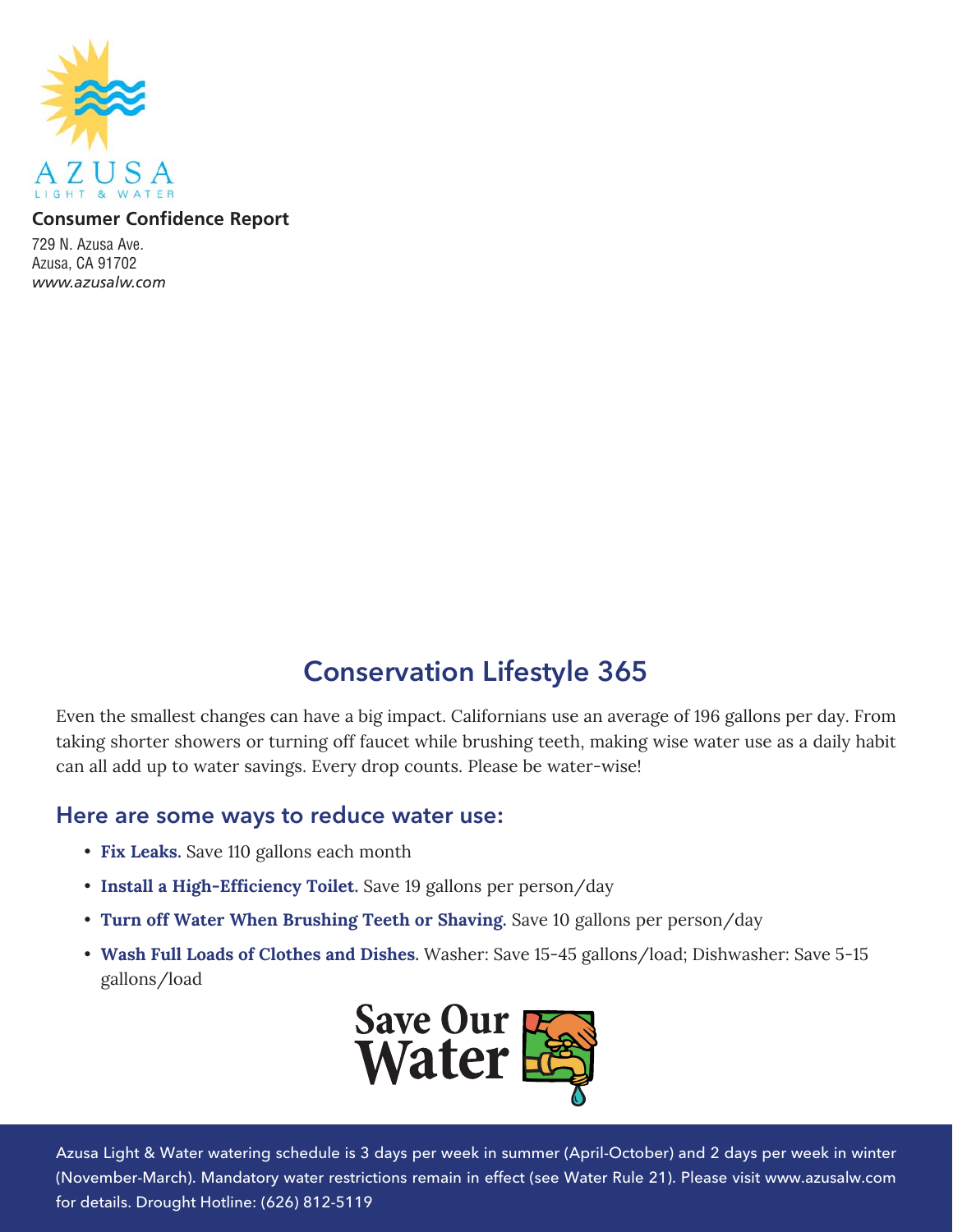AZUSA

LIGHT & WATER

**Consumer Confidence Report**

729 N. Azusa Ave.
Azusa, CA 91702
*www.azusalw.com*

## Conservation Lifestyle 365

Even the smallest changes can have a big impact. Californians use an average of 196 gallons per day. From taking shorter showers or turning off faucet while brushing teeth, making wise water use as a daily habit can all add up to water savings. Every drop counts. Please be water-wise!

### Here are some ways to reduce water use:

- **Fix Leaks.** Save 110 gallons each month
- **Install a High-Efficiency Toilet.** Save 19 gallons per person/day
- **Turn off Water When Brushing Teeth or Shaving.** Save 10 gallons per person/day
- **Wash Full Loads of Clothes and Dishes.** Washer: Save 15-45 gallons/load; Dishwasher: Save 5-15 gallons/load

Save Our Water

Azusa Light & Water watering schedule is 3 days per week in summer (April-October) and 2 days per week in winter (November-March). Mandatory water restrictions remain in effect (see Water Rule 21). Please visit www.azusalw.com for details. Drought Hotline: (626) 812-5119